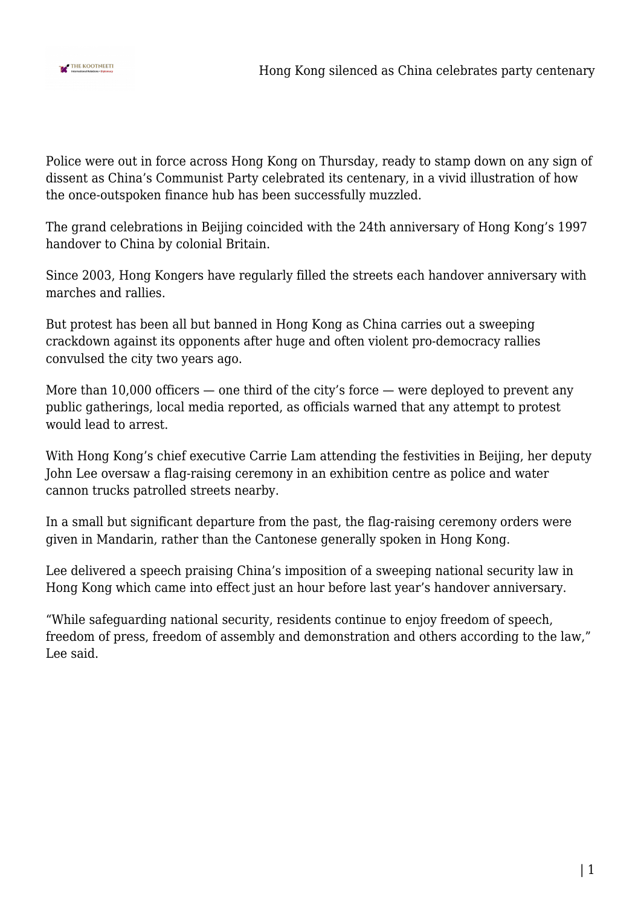Police were out in force across Hong Kong on Thursday, ready to stamp down on any sign of dissent as China's Communist Party celebrated its centenary, in a vivid illustration of how the once-outspoken finance hub has been successfully muzzled.

The grand celebrations in Beijing coincided with the 24th anniversary of Hong Kong's 1997 handover to China by colonial Britain.

Since 2003, Hong Kongers have regularly filled the streets each handover anniversary with marches and rallies.

But protest has been all but banned in Hong Kong as China carries out a sweeping crackdown against its opponents after huge and often violent pro-democracy rallies convulsed the city two years ago.

More than 10,000 officers — one third of the city's force — were deployed to prevent any public gatherings, local media reported, as officials warned that any attempt to protest would lead to arrest.

With Hong Kong's chief executive Carrie Lam attending the festivities in Beijing, her deputy John Lee oversaw a flag-raising ceremony in an exhibition centre as police and water cannon trucks patrolled streets nearby.

In a small but significant departure from the past, the flag-raising ceremony orders were given in Mandarin, rather than the Cantonese generally spoken in Hong Kong.

Lee delivered a speech praising China's imposition of a sweeping national security law in Hong Kong which came into effect just an hour before last year's handover anniversary.

"While safeguarding national security, residents continue to enjoy freedom of speech, freedom of press, freedom of assembly and demonstration and others according to the law," Lee said.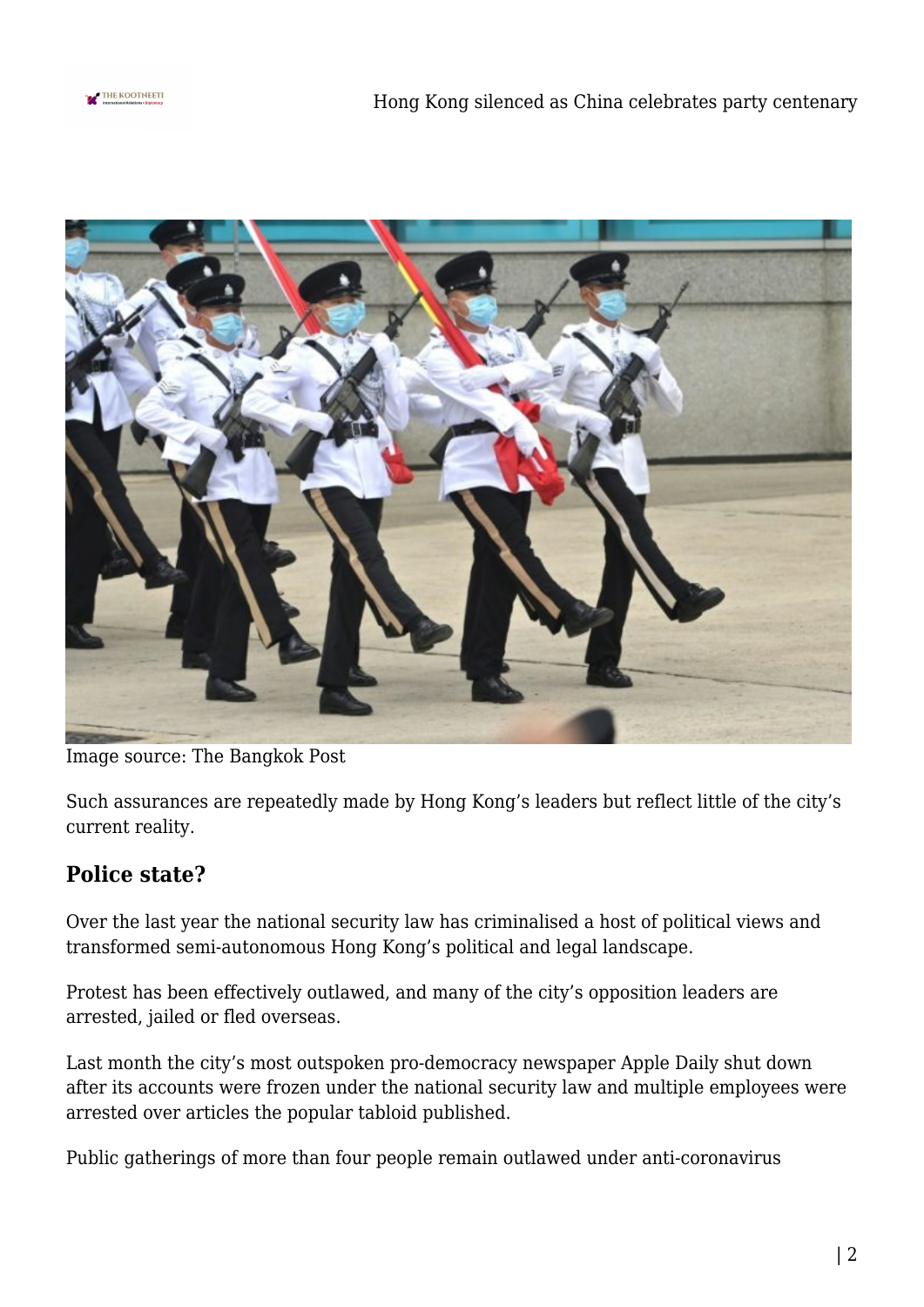Image source: The Bangkok Post

Such assurances are repeatedly made by Hong Kong's leaders but reflect little of the city's current reality.

### Police state?

Over the last year the national security law has criminalised a host of political views and transformed semi-autonomous Hong Kong's political and legal landscape.

Protest has been effectively outlawed, and many of the city's opposition leaders are arrested, jailed or fled overseas.

Last month the city's most outspoken pro-democracy newspaper Apple Daily shut down after its accounts were frozen under the national security law and multiple employees were arrested over articles the popular tabloid published.

Public gatherings of more than four people remain outlawed under anti-coronavirus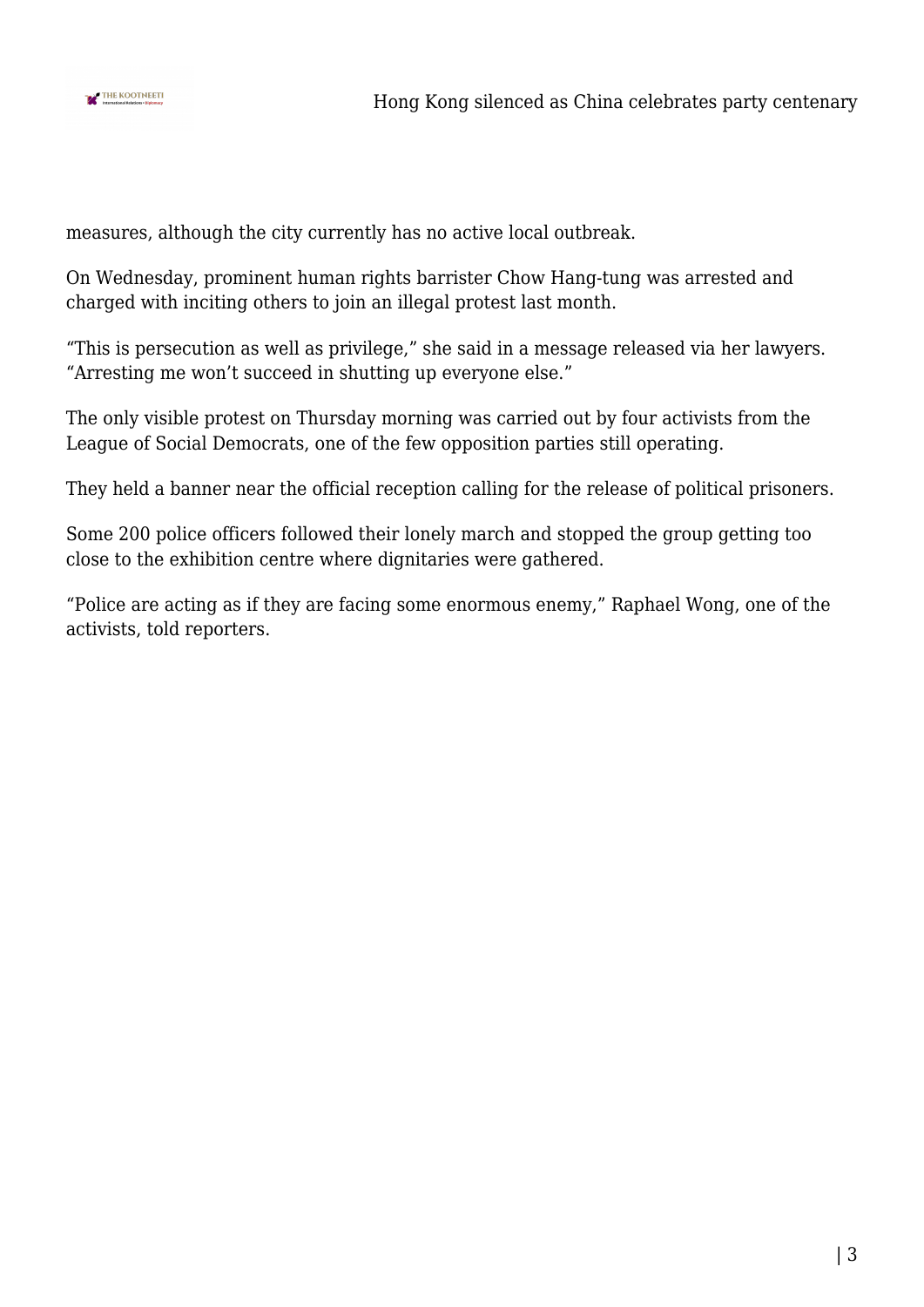measures, although the city currently has no active local outbreak.

On Wednesday, prominent human rights barrister Chow Hang-tung was arrested and charged with inciting others to join an illegal protest last month.

“This is persecution as well as privilege,” she said in a message released via her lawyers. “Arresting me won’t succeed in shutting up everyone else.”

The only visible protest on Thursday morning was carried out by four activists from the League of Social Democrats, one of the few opposition parties still operating.

They held a banner near the official reception calling for the release of political prisoners.

Some 200 police officers followed their lonely march and stopped the group getting too close to the exhibition centre where dignitaries were gathered.

“Police are acting as if they are facing some enormous enemy,” Raphael Wong, one of the activists, told reporters.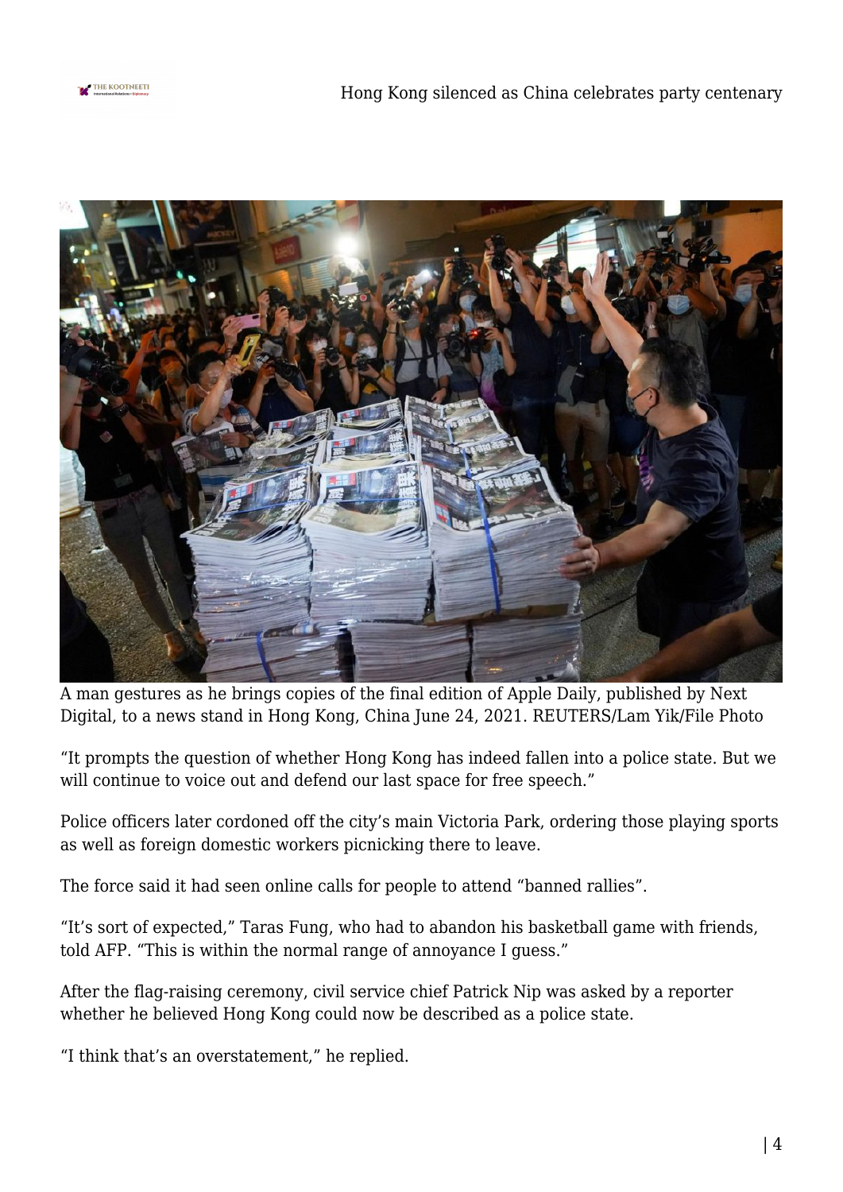A man gestures as he brings copies of the final edition of Apple Daily, published by Next Digital, to a news stand in Hong Kong, China June 24, 2021. REUTERS/Lam Yik/File Photo

"It prompts the question of whether Hong Kong has indeed fallen into a police state. But we will continue to voice out and defend our last space for free speech."

Police officers later cordoned off the city's main Victoria Park, ordering those playing sports as well as foreign domestic workers picnicking there to leave.

The force said it had seen online calls for people to attend "banned rallies".

"It's sort of expected," Taras Fung, who had to abandon his basketball game with friends, told AFP. "This is within the normal range of annoyance I guess."

After the flag-raising ceremony, civil service chief Patrick Nip was asked by a reporter whether he believed Hong Kong could now be described as a police state.

"I think that's an overstatement," he replied.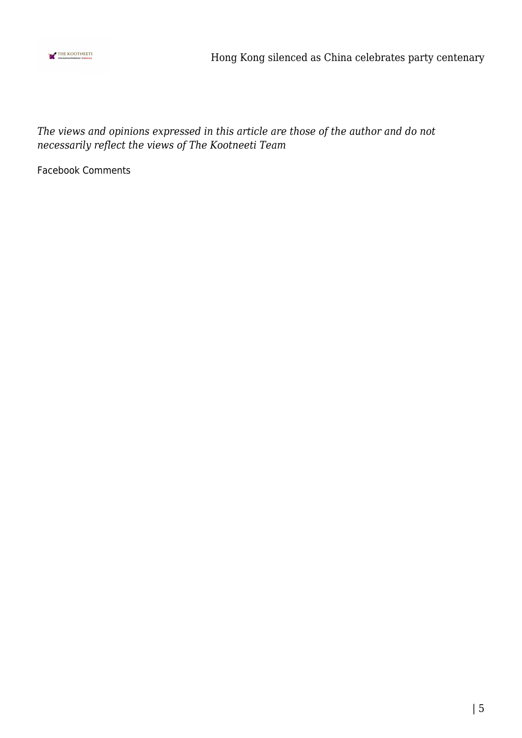*The views and opinions expressed in this article are those of the author and do not necessarily reflect the views of The Kootneeti Team*

Facebook Comments